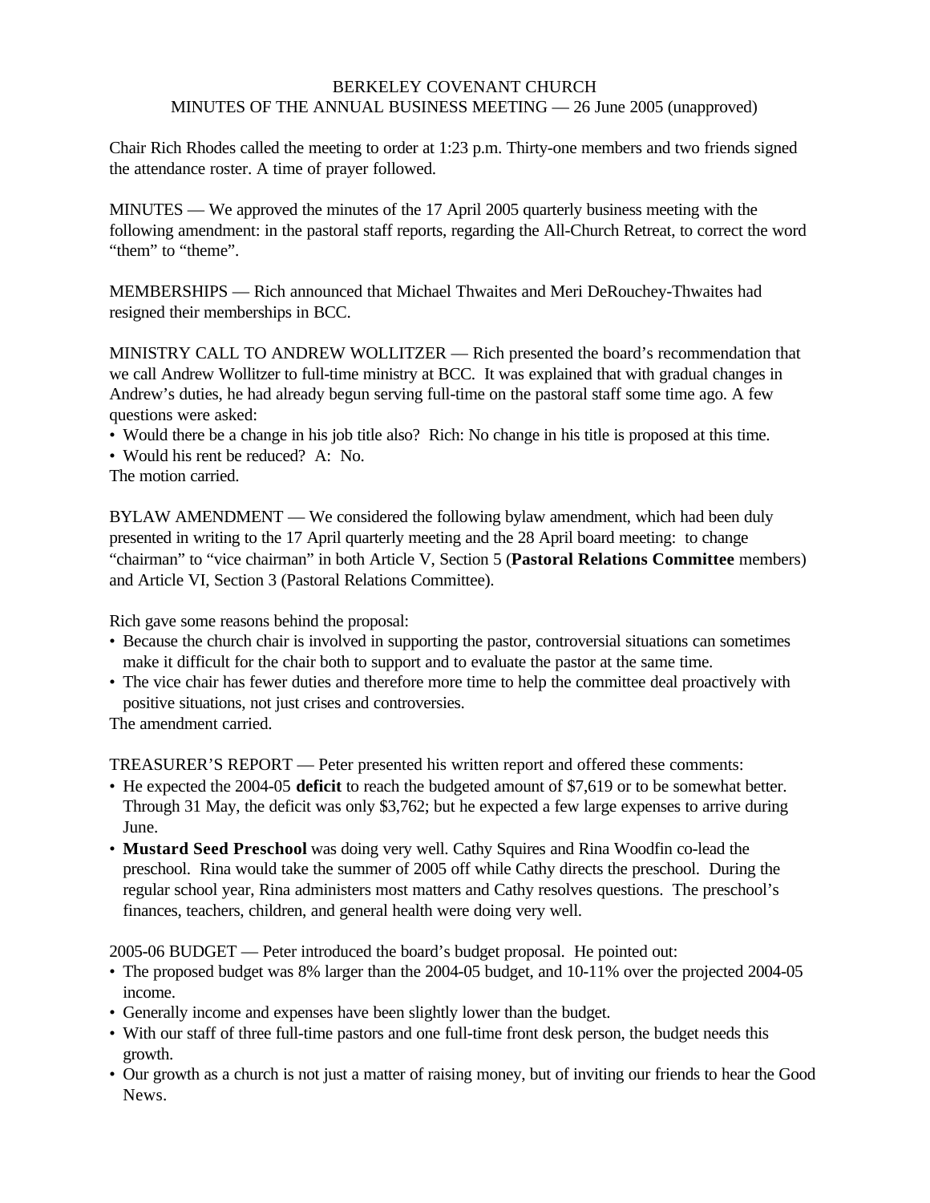# BERKELEY COVENANT CHURCH
## MINUTES OF THE ANNUAL BUSINESS MEETING — 26 June 2005 (unapproved)

Chair Rich Rhodes called the meeting to order at 1:23 p.m. Thirty-one members and two friends signed the attendance roster. A time of prayer followed.

MINUTES — We approved the minutes of the 17 April 2005 quarterly business meeting with the following amendment: in the pastoral staff reports, regarding the All-Church Retreat, to correct the word "them" to "theme".

MEMBERSHIPS — Rich announced that Michael Thwaites and Meri DeRouchey-Thwaites had resigned their memberships in BCC.

MINISTRY CALL TO ANDREW WOLLITZER — Rich presented the board's recommendation that we call Andrew Wollitzer to full-time ministry at BCC. It was explained that with gradual changes in Andrew's duties, he had already begun serving full-time on the pastoral staff some time ago. A few questions were asked:

- Would there be a change in his job title also? Rich: No change in his title is proposed at this time.
- Would his rent be reduced? A: No.

The motion carried.

BYLAW AMENDMENT — We considered the following bylaw amendment, which had been duly presented in writing to the 17 April quarterly meeting and the 28 April board meeting: to change "chairman" to "vice chairman" in both Article V, Section 5 (**Pastoral Relations Committee** members) and Article VI, Section 3 (Pastoral Relations Committee).

Rich gave some reasons behind the proposal:

- Because the church chair is involved in supporting the pastor, controversial situations can sometimes make it difficult for the chair both to support and to evaluate the pastor at the same time.
- The vice chair has fewer duties and therefore more time to help the committee deal proactively with positive situations, not just crises and controversies.

The amendment carried.

TREASURER'S REPORT — Peter presented his written report and offered these comments:

- He expected the 2004-05 **deficit** to reach the budgeted amount of $7,619 or to be somewhat better. Through 31 May, the deficit was only $3,762; but he expected a few large expenses to arrive during June.
- **Mustard Seed Preschool** was doing very well. Cathy Squires and Rina Woodfin co-lead the preschool. Rina would take the summer of 2005 off while Cathy directs the preschool. During the regular school year, Rina administers most matters and Cathy resolves questions. The preschool's finances, teachers, children, and general health were doing very well.

2005-06 BUDGET — Peter introduced the board's budget proposal. He pointed out:

- The proposed budget was 8% larger than the 2004-05 budget, and 10-11% over the projected 2004-05 income.
- Generally income and expenses have been slightly lower than the budget.
- With our staff of three full-time pastors and one full-time front desk person, the budget needs this growth.
- Our growth as a church is not just a matter of raising money, but of inviting our friends to hear the Good News.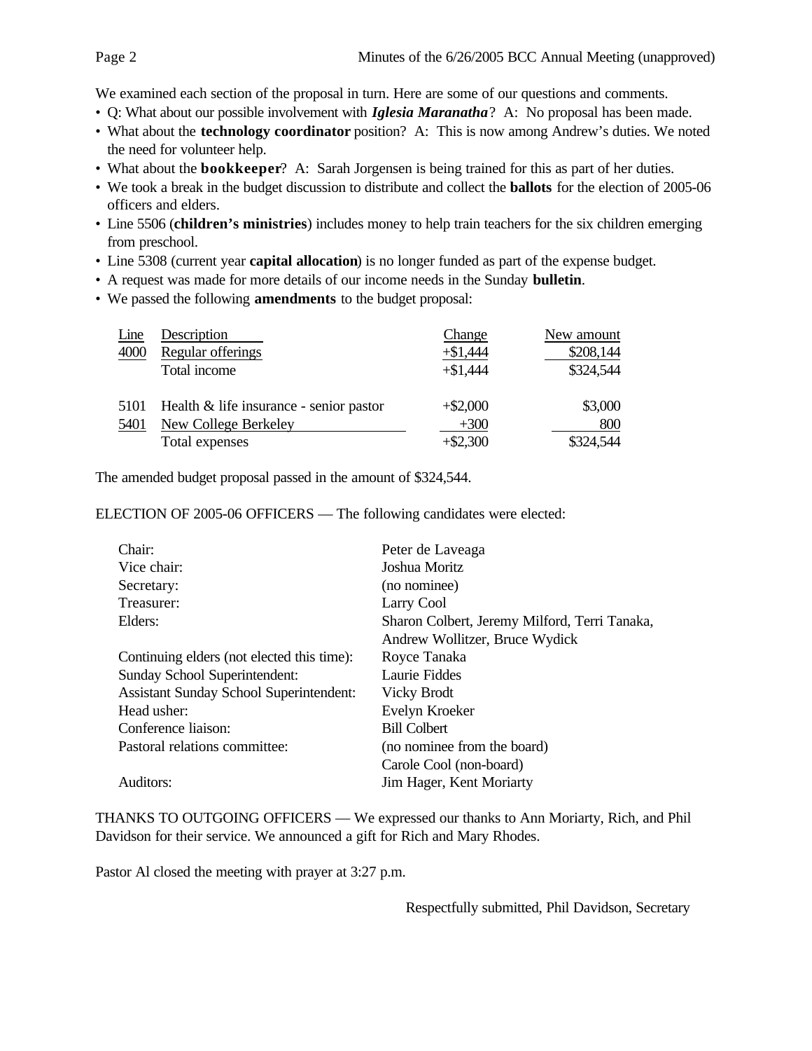We examined each section of the proposal in turn. Here are some of our questions and comments.

- Q: What about our possible involvement with ***Iglesia Maranatha***? A: No proposal has been made.
- What about the **technology coordinator** position? A: This is now among Andrew's duties. We noted the need for volunteer help.
- What about the **bookkeeper**? A: Sarah Jorgensen is being trained for this as part of her duties.
- We took a break in the budget discussion to distribute and collect the **ballots** for the election of 2005-06 officers and elders.
- Line 5506 (**children's ministries**) includes money to help train teachers for the six children emerging from preschool.
- Line 5308 (current year **capital allocation**) is no longer funded as part of the expense budget.
- A request was made for more details of our income needs in the Sunday **bulletin**.
- We passed the following **amendments** to the budget proposal:

| Line | Description | Change | New amount |
|---|---|---|---|
| 4000 | Regular offerings | +$1,444 | $208,144 |
| | Total income | +$1,444 | $324,544 |
| | | | |
| 5101 | Health & life insurance - senior pastor | +$2,000 | $3,000 |
| 5401 | New College Berkeley | +300 | 800 |
| | Total expenses | +$2,300 | $324,544 |

The amended budget proposal passed in the amount of $324,544.

ELECTION OF 2005-06 OFFICERS — The following candidates were elected:

| | |
|---|---|
| Chair: | Peter de Laveaga |
| Vice chair: | Joshua Moritz |
| Secretary: | (no nominee) |
| Treasurer: | Larry Cool |
| Elders: | Sharon Colbert, Jeremy Milford, Terri Tanaka, Andrew Wollitzer, Bruce Wydick |
| Continuing elders (not elected this time): | Royce Tanaka |
| Sunday School Superintendent: | Laurie Fiddes |
| Assistant Sunday School Superintendent: | Vicky Brodt |
| Head usher: | Evelyn Kroeker |
| Conference liaison: | Bill Colbert |
| Pastoral relations committee: | (no nominee from the board) Carole Cool (non-board) |
| Auditors: | Jim Hager, Kent Moriarty |

THANKS TO OUTGOING OFFICERS — We expressed our thanks to Ann Moriarty, Rich, and Phil Davidson for their service. We announced a gift for Rich and Mary Rhodes.

Pastor Al closed the meeting with prayer at 3:27 p.m.

Respectfully submitted, Phil Davidson, Secretary